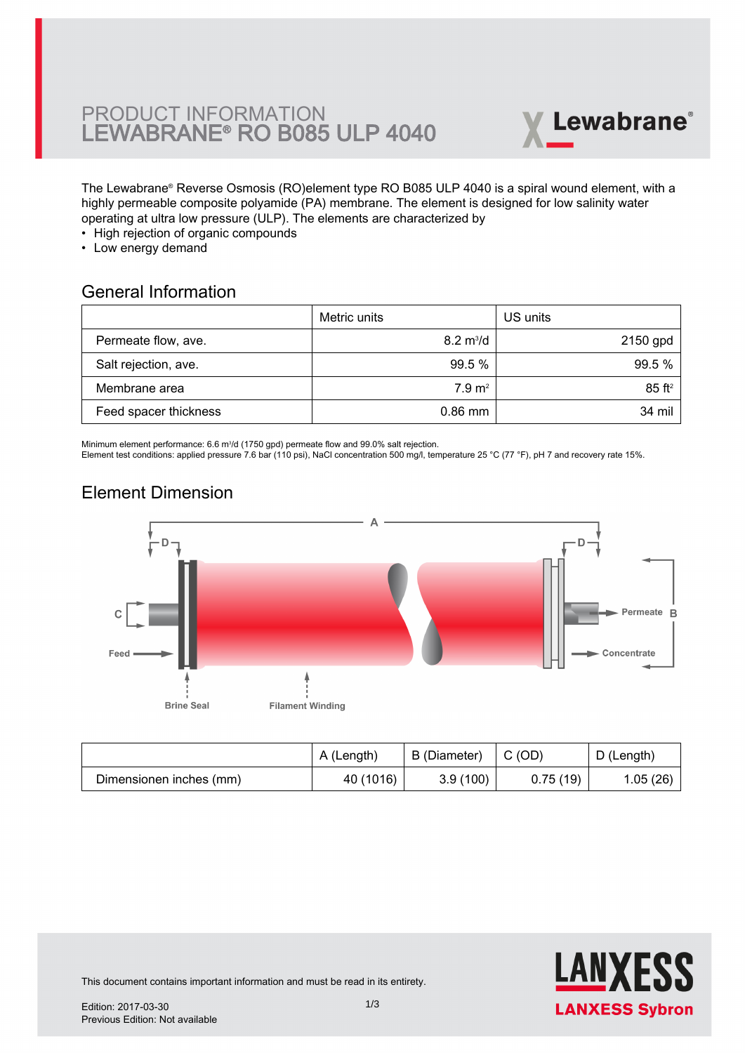# PRODUCT INFORMATION
# LEWABRANE® RO B085 ULP 4040

The Lewabrane® Reverse Osmosis (RO)element type RO B085 ULP 4040 is a spiral wound element, with a highly permeable composite polyamide (PA) membrane. The element is designed for low salinity water operating at ultra low pressure (ULP). The elements are characterized by

- High rejection of organic compounds
- Low energy demand

## General Information

| | Metric units | US units |
|---|---|---|
| Permeate flow, ave. | 8.2 $m^3/d$ | 2150 gpd |
| Salt rejection, ave. | 99.5 % | 99.5 % |
| Membrane area | 7.9 $m^2$ | 85 $ft^2$ |
| Feed spacer thickness | 0.86 mm | 34 mil |

Minimum element performance: 6.6 $m^3/d$ (1750 gpd) permeate flow and 99.0% salt rejection.
Element test conditions: applied pressure 7.6 bar (110 psi), NaCl concentration 500 mg/l, temperature 25 °C (77 °F), pH 7 and recovery rate 15%.

## Element Dimension

| | A (Length) | B (Diameter) | C (OD) | D (Length) |
|---|---|---|---|---|
| Dimensionen inches (mm) | 40 (1016) | 3.9 (100) | 0.75 (19) | 1.05 (26) |

This document contains important information and must be read in its entirety.

Edition: 2017-03-30
Previous Edition: Not available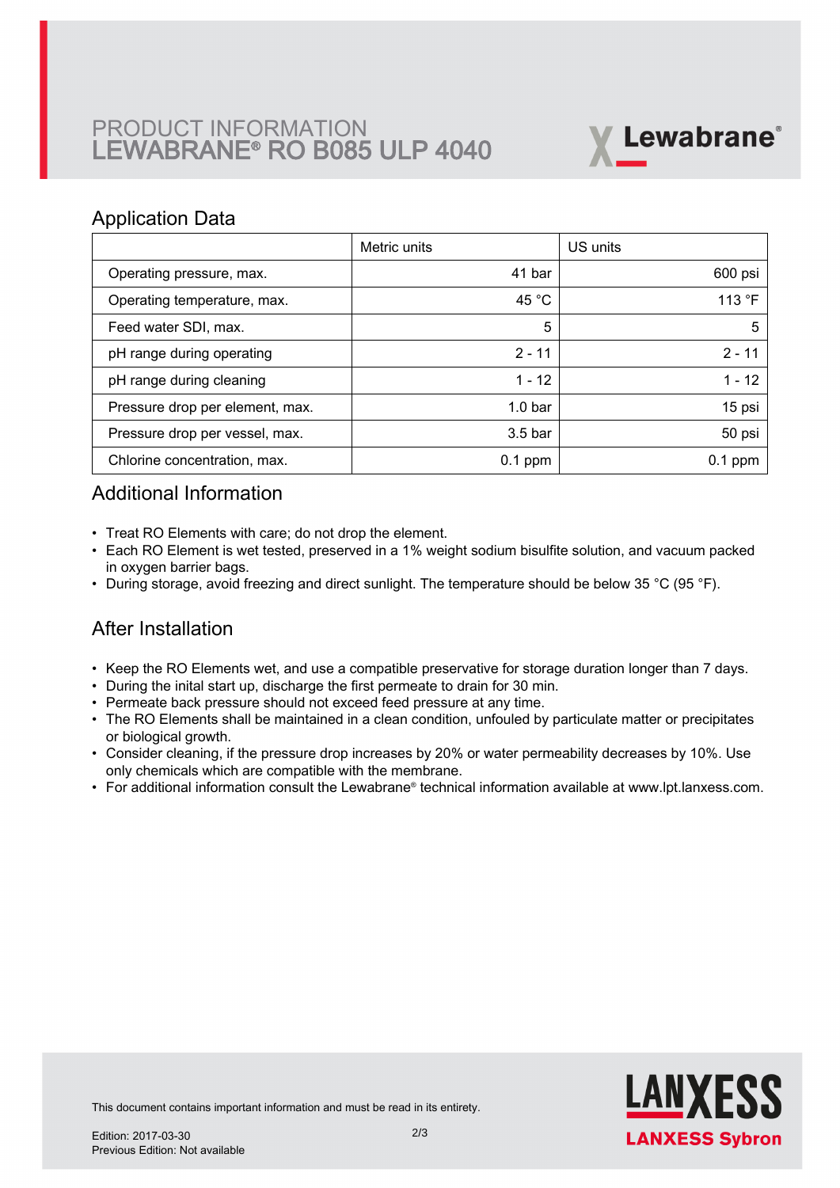# PRODUCT INFORMATION
# LEWABRANE® RO B085 ULP 4040

## Application Data

| | Metric units | US units |
|---|---|---|
| Operating pressure, max. | 41 bar | 600 psi |
| Operating temperature, max. | 45 °C | 113 °F |
| Feed water SDI, max. | 5 | 5 |
| pH range during operating | 2 - 11 | 2 - 11 |
| pH range during cleaning | 1 - 12 | 1 - 12 |
| Pressure drop per element, max. | 1.0 bar | 15 psi |
| Pressure drop per vessel, max. | 3.5 bar | 50 psi |
| Chlorine concentration, max. | 0.1 ppm | 0.1 ppm |

## Additional Information

- Treat RO Elements with care; do not drop the element.
- Each RO Element is wet tested, preserved in a 1% weight sodium bisulfite solution, and vacuum packed in oxygen barrier bags.
- During storage, avoid freezing and direct sunlight. The temperature should be below 35 °C (95 °F).

## After Installation

- Keep the RO Elements wet, and use a compatible preservative for storage duration longer than 7 days.
- During the inital start up, discharge the first permeate to drain for 30 min.
- Permeate back pressure should not exceed feed pressure at any time.
- The RO Elements shall be maintained in a clean condition, unfouled by particulate matter or precipitates or biological growth.
- Consider cleaning, if the pressure drop increases by 20% or water permeability decreases by 10%. Use only chemicals which are compatible with the membrane.
- For additional information consult the Lewabrane® technical information available at www.lpt.lanxess.com.

This document contains important information and must be read in its entirety.

Edition: 2017-03-30
Previous Edition: Not available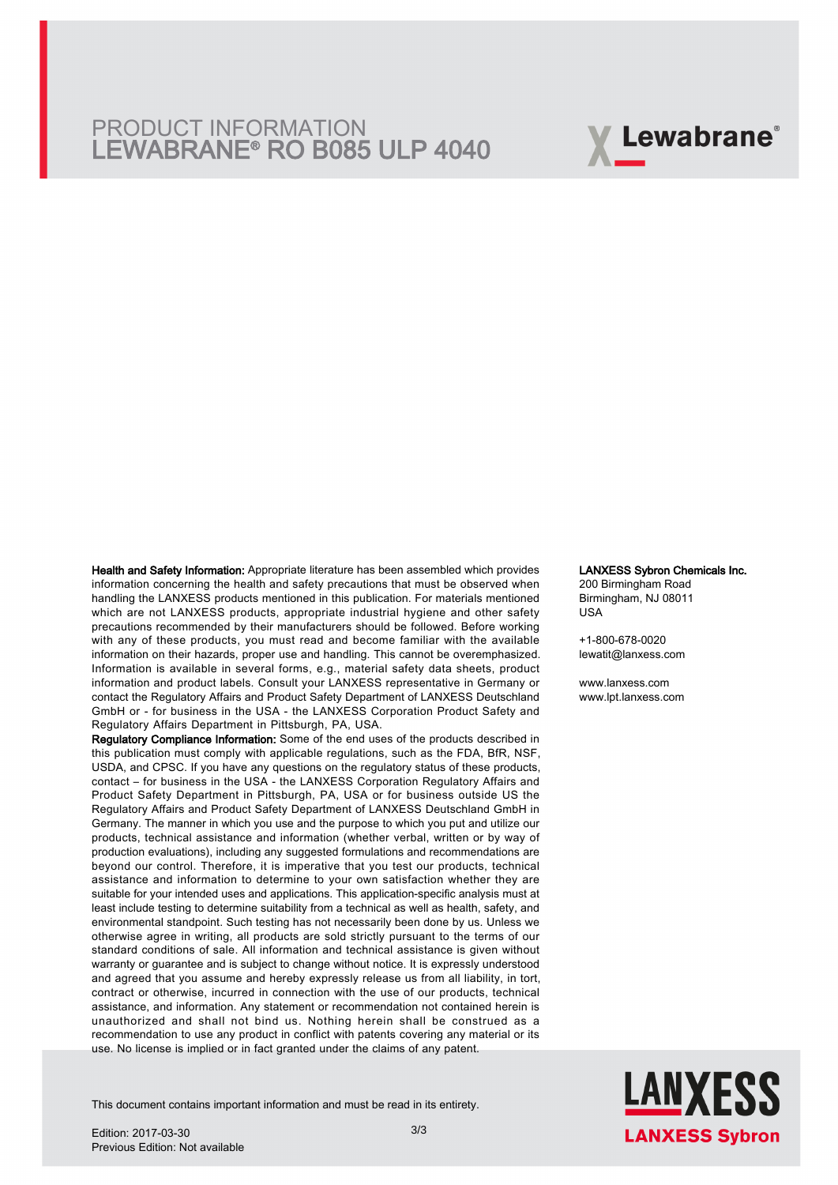**Health and Safety Information:** Appropriate literature has been assembled which provides information concerning the health and safety precautions that must be observed when handling the LANXESS products mentioned in this publication. For materials mentioned which are not LANXESS products, appropriate industrial hygiene and other safety precautions recommended by their manufacturers should be followed. Before working with any of these products, you must read and become familiar with the available information on their hazards, proper use and handling. This cannot be overemphasized. Information is available in several forms, e.g., material safety data sheets, product information and product labels. Consult your LANXESS representative in Germany or contact the Regulatory Affairs and Product Safety Department of LANXESS Deutschland GmbH or - for business in the USA - the LANXESS Corporation Product Safety and Regulatory Affairs Department in Pittsburgh, PA, USA.

**Regulatory Compliance Information:** Some of the end uses of the products described in this publication must comply with applicable regulations, such as the FDA, BfR, NSF, USDA, and CPSC. If you have any questions on the regulatory status of these products, contact – for business in the USA - the LANXESS Corporation Regulatory Affairs and Product Safety Department in Pittsburgh, PA, USA or for business outside US the Regulatory Affairs and Product Safety Department of LANXESS Deutschland GmbH in Germany. The manner in which you use and the purpose to which you put and utilize our products, technical assistance and information (whether verbal, written or by way of production evaluations), including any suggested formulations and recommendations are beyond our control. Therefore, it is imperative that you test our products, technical assistance and information to determine to your own satisfaction whether they are suitable for your intended uses and applications. This application-specific analysis must at least include testing to determine suitability from a technical as well as health, safety, and environmental standpoint. Such testing has not necessarily been done by us. Unless we otherwise agree in writing, all products are sold strictly pursuant to the terms of our standard conditions of sale. All information and technical assistance is given without warranty or guarantee and is subject to change without notice. It is expressly understood and agreed that you assume and hereby expressly release us from all liability, in tort, contract or otherwise, incurred in connection with the use of our products, technical assistance, and information. Any statement or recommendation not contained herein is unauthorized and shall not bind us. Nothing herein shall be construed as a recommendation to use any product in conflict with patents covering any material or its use. No license is implied or in fact granted under the claims of any patent.

**LANXESS Sybron Chemicals Inc.**
200 Birmingham Road
Birmingham, NJ 08011
USA

+1-800-678-0020
lewatit@lanxess.com

www.lanxess.com
www.lpt.lanxess.com

This document contains important information and must be read in its entirety.

Edition: 2017-03-30
Previous Edition: Not available